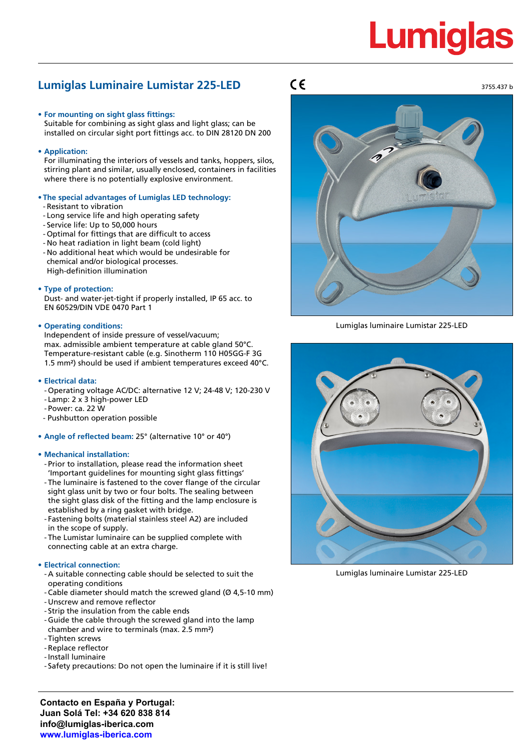Lumiglas

# Lumiglas Luminaire Lumistar 225-LED

CE

3755.437 b

- **For mounting on sight glass fittings:**
  Suitable for combining as sight glass and light glass; can be installed on circular sight port fittings acc. to DIN 28120 DN 200

- **Application:**
  For illuminating the interiors of vessels and tanks, hoppers, silos, stirring plant and similar, usually enclosed, containers in facilities where there is no potentially explosive environment.

- **The special advantages of Lumiglas LED technology:**
  - Resistant to vibration
  - Long service life and high operating safety
  - Service life: Up to 50,000 hours
  - Optimal for fittings that are difficult to access
  - No heat radiation in light beam (cold light)
  - No additional heat which would be undesirable for chemical and/or biological processes.
    High-definition illumination

- **Type of protection:**
  Dust- and water-jet-tight if properly installed, IP 65 acc. to EN 60529/DIN VDE 0470 Part 1

- **Operating conditions:**
  Independent of inside pressure of vessel/vacuum;
  max. admissible ambient temperature at cable gland 50°C.
  Temperature-resistant cable (e.g. Sinotherm 110 H05GG-F 3G 1.5 mm²) should be used if ambient temperatures exceed 40°C.

- **Electrical data:**
  - Operating voltage AC/DC: alternative 12 V; 24-48 V; 120-230 V
  - Lamp: 2 x 3 high-power LED
  - Power: ca. 22 W
  - Pushbutton operation possible

- **Angle of reflected beam:** 25° (alternative 10° or 40°)

- **Mechanical installation:**
  - Prior to installation, please read the information sheet 'Important guidelines for mounting sight glass fittings'
  - The luminaire is fastened to the cover flange of the circular sight glass unit by two or four bolts. The sealing between the sight glass disk of the fitting and the lamp enclosure is established by a ring gasket with bridge.
  - Fastening bolts (material stainless steel A2) are included in the scope of supply.
  - The Lumistar luminaire can be supplied complete with connecting cable at an extra charge.

- **Electrical connection:**
  - A suitable connecting cable should be selected to suit the operating conditions
  - Cable diameter should match the screwed gland (Ø 4,5-10 mm)
  - Unscrew and remove reflector
  - Strip the insulation from the cable ends
  - Guide the cable through the screwed gland into the lamp chamber and wire to terminals (max. 2.5 mm²)
  - Tighten screws
  - Replace reflector
  - Install luminaire
  - Safety precautions: Do not open the luminaire if it is still live!

Lumiglas luminaire Lumistar 225-LED

Lumiglas luminaire Lumistar 225-LED

**Contacto en España y Portugal:**
**Juan Solá Tel: +34 620 838 814**
**info@lumiglas-iberica.com**
**www.lumiglas-iberica.com**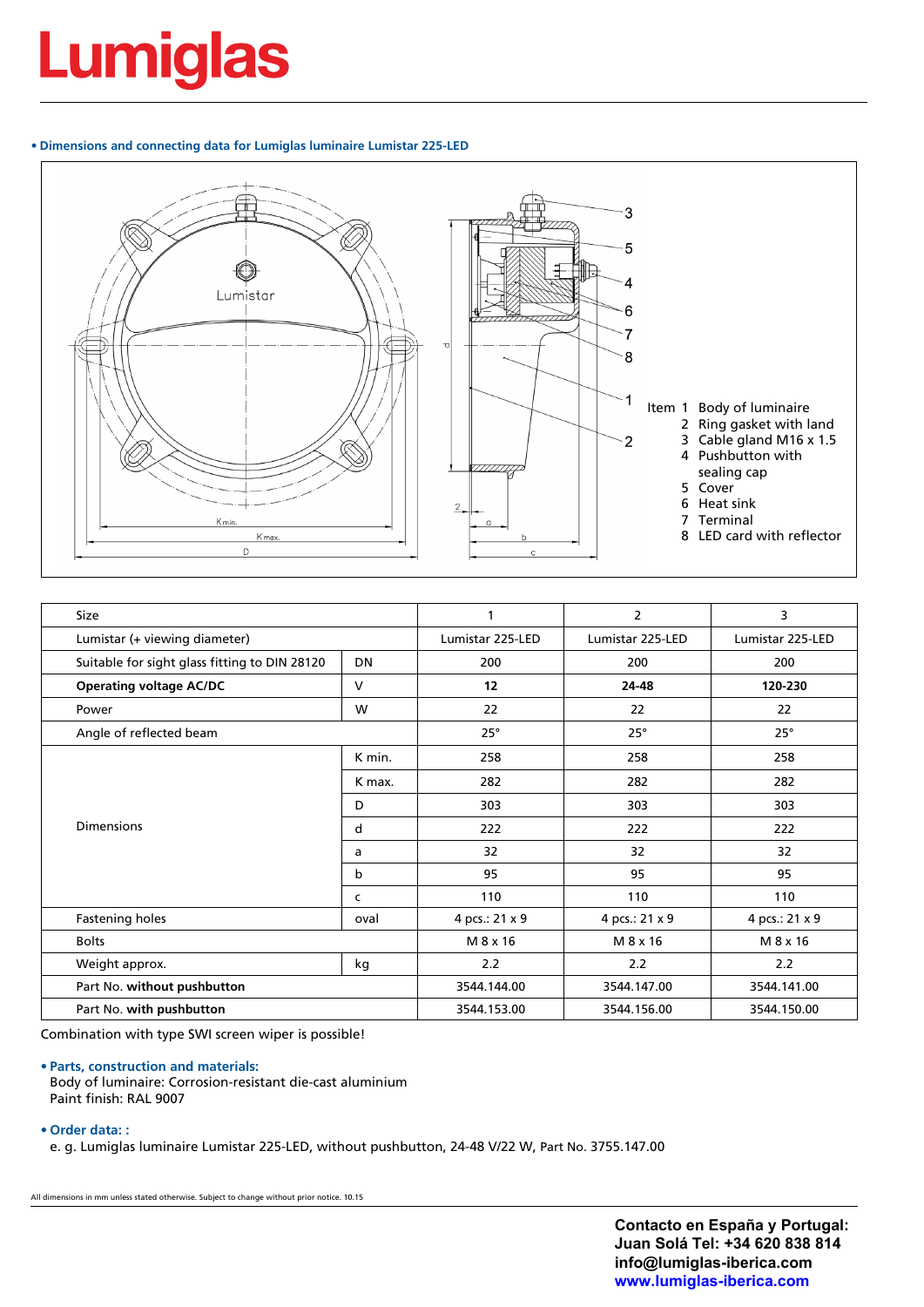# Lumiglas

**• Dimensions and connecting data for Lumiglas luminaire Lumistar 225-LED**

Item 1 Body of luminaire
2 Ring gasket with land
3 Cable gland M16 x 1.5
4 Pushbutton with sealing cap
5 Cover
6 Heat sink
7 Terminal
8 LED card with reflector

| Size | | 1 | 2 | 3 |
|---|---|---|---|---|
| Lumistar (+ viewing diameter) | | Lumistar 225-LED | Lumistar 225-LED | Lumistar 225-LED |
| Suitable for sight glass fitting to DIN 28120 | DN | 200 | 200 | 200 |
| **Operating voltage AC/DC** | V | **12** | **24-48** | **120-230** |
| Power | W | 22 | 22 | 22 |
| Angle of reflected beam | | 25° | 25° | 25° |
| Dimensions | K min. | 258 | 258 | 258 |
| | K max. | 282 | 282 | 282 |
| | D | 303 | 303 | 303 |
| | d | 222 | 222 | 222 |
| | a | 32 | 32 | 32 |
| | b | 95 | 95 | 95 |
| | c | 110 | 110 | 110 |
| Fastening holes | oval | 4 pcs.: 21 x 9 | 4 pcs.: 21 x 9 | 4 pcs.: 21 x 9 |
| Bolts | | M 8 x 16 | M 8 x 16 | M 8 x 16 |
| Weight approx. | kg | 2.2 | 2.2 | 2.2 |
| Part No. **without pushbutton** | | 3544.144.00 | 3544.147.00 | 3544.141.00 |
| Part No. **with pushbutton** | | 3544.153.00 | 3544.156.00 | 3544.150.00 |

Combination with type SWI screen wiper is possible!

**• Parts, construction and materials:**
Body of luminaire: Corrosion-resistant die-cast aluminium
Paint finish: RAL 9007

**• Order data: :**
e. g. Lumiglas luminaire Lumistar 225-LED, without pushbutton, 24-48 V/22 W, Part No. 3755.147.00

All dimensions in mm unless stated otherwise. Subject to change without prior notice. 10.15

**Contacto en España y Portugal:**
**Juan Solá Tel: +34 620 838 814**
**info@lumiglas-iberica.com**
**www.lumiglas-iberica.com**